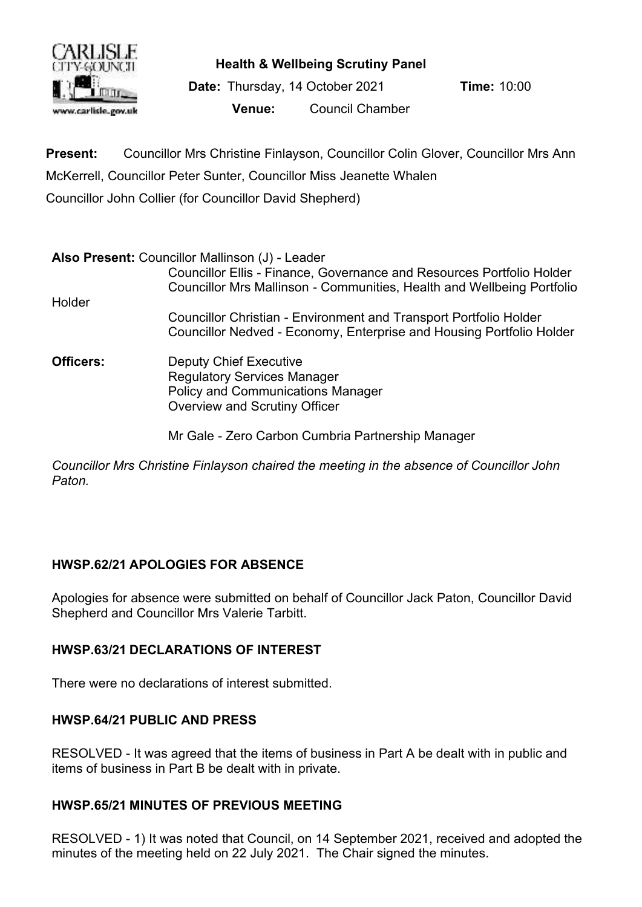**Health & Wellbeing Scrutiny Panel**

**Date:** Thursday, 14 October 2021 **Time:** 10:00

**Venue:** Council Chamber

**Present:** Councillor Mrs Christine Finlayson, Councillor Colin Glover, Councillor Mrs Ann McKerrell, Councillor Peter Sunter, Councillor Miss Jeanette Whalen
Councillor John Collier (for Councillor David Shepherd)

**Also Present:** Councillor Mallinson (J) - Leader
Councillor Ellis - Finance, Governance and Resources Portfolio Holder
Councillor Mrs Mallinson - Communities, Health and Wellbeing Portfolio Holder
Councillor Christian - Environment and Transport Portfolio Holder
Councillor Nedved - Economy, Enterprise and Housing Portfolio Holder

**Officers:** Deputy Chief Executive
Regulatory Services Manager
Policy and Communications Manager
Overview and Scrutiny Officer

Mr Gale - Zero Carbon Cumbria Partnership Manager

*Councillor Mrs Christine Finlayson chaired the meeting in the absence of Councillor John Paton.*

### HWSP.62/21 APOLOGIES FOR ABSENCE

Apologies for absence were submitted on behalf of Councillor Jack Paton, Councillor David Shepherd and Councillor Mrs Valerie Tarbitt.

### HWSP.63/21 DECLARATIONS OF INTEREST

There were no declarations of interest submitted.

### HWSP.64/21 PUBLIC AND PRESS

RESOLVED - It was agreed that the items of business in Part A be dealt with in public and items of business in Part B be dealt with in private.

### HWSP.65/21 MINUTES OF PREVIOUS MEETING

RESOLVED - 1) It was noted that Council, on 14 September 2021, received and adopted the minutes of the meeting held on 22 July 2021. The Chair signed the minutes.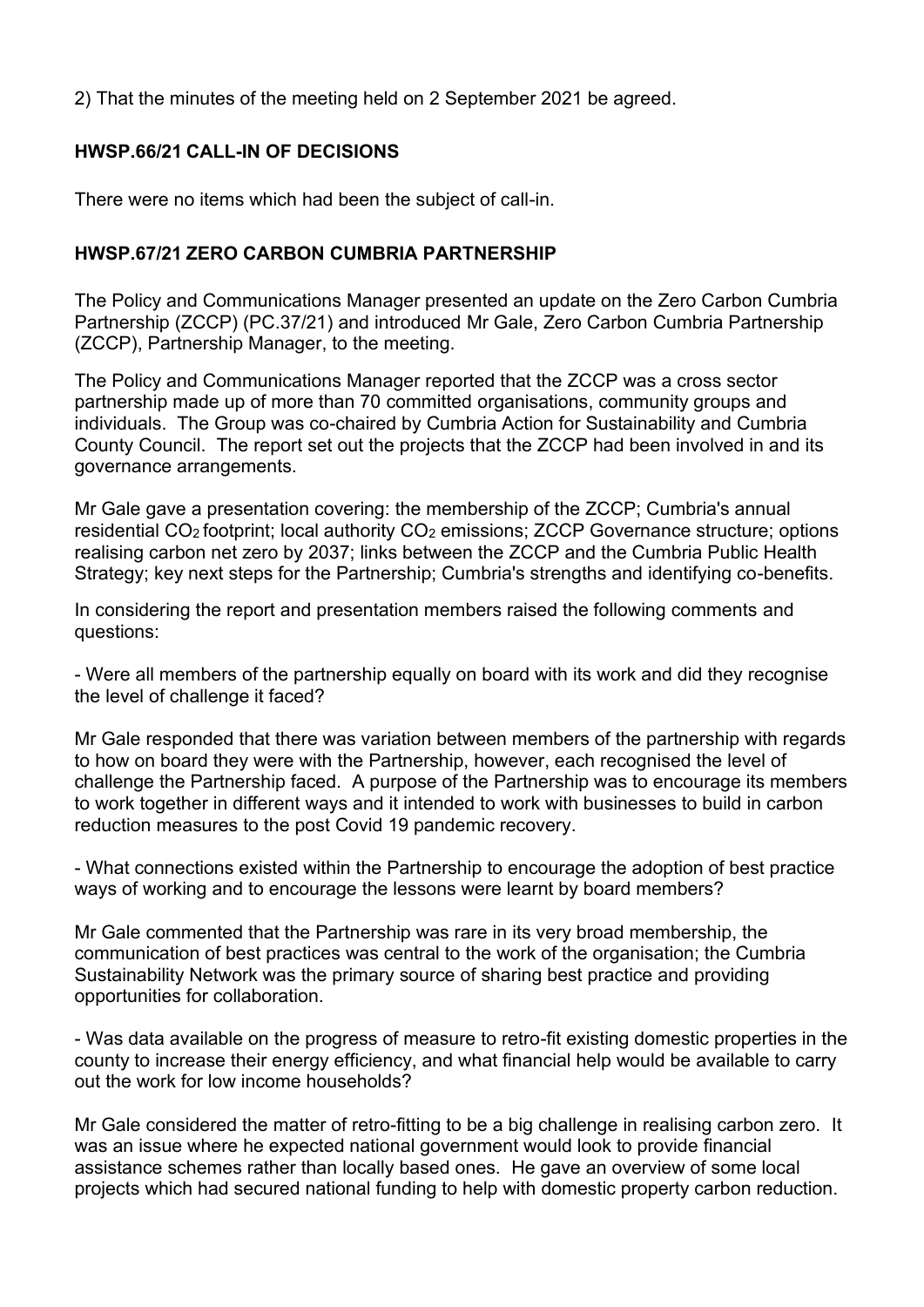2) That the minutes of the meeting held on 2 September 2021 be agreed.

### HWSP.66/21 CALL-IN OF DECISIONS

There were no items which had been the subject of call-in.

### HWSP.67/21 ZERO CARBON CUMBRIA PARTNERSHIP

The Policy and Communications Manager presented an update on the Zero Carbon Cumbria Partnership (ZCCP) (PC.37/21) and introduced Mr Gale, Zero Carbon Cumbria Partnership (ZCCP), Partnership Manager, to the meeting.

The Policy and Communications Manager reported that the ZCCP was a cross sector partnership made up of more than 70 committed organisations, community groups and individuals. The Group was co-chaired by Cumbria Action for Sustainability and Cumbria County Council. The report set out the projects that the ZCCP had been involved in and its governance arrangements.

Mr Gale gave a presentation covering: the membership of the ZCCP; Cumbria's annual residential $CO_2$ footprint; local authority $CO_2$ emissions; ZCCP Governance structure; options realising carbon net zero by 2037; links between the ZCCP and the Cumbria Public Health Strategy; key next steps for the Partnership; Cumbria's strengths and identifying co-benefits.

In considering the report and presentation members raised the following comments and questions:

- Were all members of the partnership equally on board with its work and did they recognise the level of challenge it faced?

Mr Gale responded that there was variation between members of the partnership with regards to how on board they were with the Partnership, however, each recognised the level of challenge the Partnership faced. A purpose of the Partnership was to encourage its members to work together in different ways and it intended to work with businesses to build in carbon reduction measures to the post Covid 19 pandemic recovery.

- What connections existed within the Partnership to encourage the adoption of best practice ways of working and to encourage the lessons were learnt by board members?

Mr Gale commented that the Partnership was rare in its very broad membership, the communication of best practices was central to the work of the organisation; the Cumbria Sustainability Network was the primary source of sharing best practice and providing opportunities for collaboration.

- Was data available on the progress of measure to retro-fit existing domestic properties in the county to increase their energy efficiency, and what financial help would be available to carry out the work for low income households?

Mr Gale considered the matter of retro-fitting to be a big challenge in realising carbon zero. It was an issue where he expected national government would look to provide financial assistance schemes rather than locally based ones. He gave an overview of some local projects which had secured national funding to help with domestic property carbon reduction.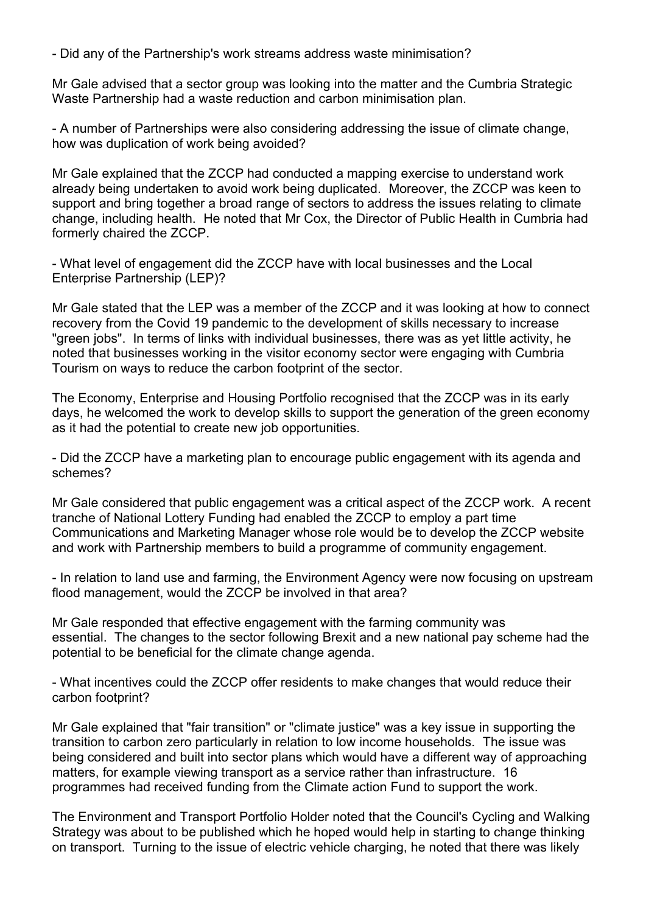- Did any of the Partnership's work streams address waste minimisation?

Mr Gale advised that a sector group was looking into the matter and the Cumbria Strategic Waste Partnership had a waste reduction and carbon minimisation plan.

- A number of Partnerships were also considering addressing the issue of climate change, how was duplication of work being avoided?

Mr Gale explained that the ZCCP had conducted a mapping exercise to understand work already being undertaken to avoid work being duplicated. Moreover, the ZCCP was keen to support and bring together a broad range of sectors to address the issues relating to climate change, including health. He noted that Mr Cox, the Director of Public Health in Cumbria had formerly chaired the ZCCP.

- What level of engagement did the ZCCP have with local businesses and the Local Enterprise Partnership (LEP)?

Mr Gale stated that the LEP was a member of the ZCCP and it was looking at how to connect recovery from the Covid 19 pandemic to the development of skills necessary to increase "green jobs". In terms of links with individual businesses, there was as yet little activity, he noted that businesses working in the visitor economy sector were engaging with Cumbria Tourism on ways to reduce the carbon footprint of the sector.

The Economy, Enterprise and Housing Portfolio recognised that the ZCCP was in its early days, he welcomed the work to develop skills to support the generation of the green economy as it had the potential to create new job opportunities.

- Did the ZCCP have a marketing plan to encourage public engagement with its agenda and schemes?

Mr Gale considered that public engagement was a critical aspect of the ZCCP work. A recent tranche of National Lottery Funding had enabled the ZCCP to employ a part time Communications and Marketing Manager whose role would be to develop the ZCCP website and work with Partnership members to build a programme of community engagement.

- In relation to land use and farming, the Environment Agency were now focusing on upstream flood management, would the ZCCP be involved in that area?

Mr Gale responded that effective engagement with the farming community was essential. The changes to the sector following Brexit and a new national pay scheme had the potential to be beneficial for the climate change agenda.

- What incentives could the ZCCP offer residents to make changes that would reduce their carbon footprint?

Mr Gale explained that "fair transition" or "climate justice" was a key issue in supporting the transition to carbon zero particularly in relation to low income households. The issue was being considered and built into sector plans which would have a different way of approaching matters, for example viewing transport as a service rather than infrastructure. 16 programmes had received funding from the Climate action Fund to support the work.

The Environment and Transport Portfolio Holder noted that the Council's Cycling and Walking Strategy was about to be published which he hoped would help in starting to change thinking on transport. Turning to the issue of electric vehicle charging, he noted that there was likely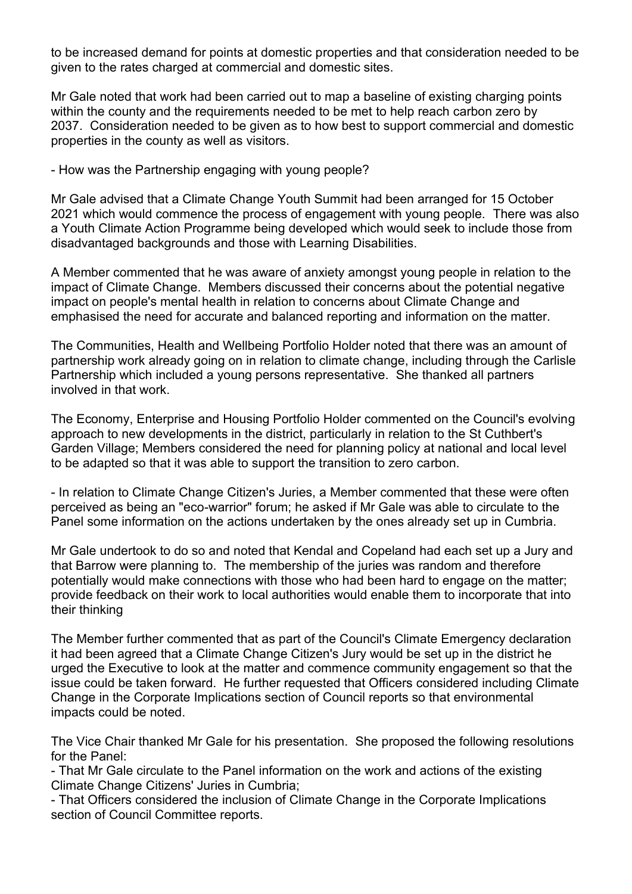to be increased demand for points at domestic properties and that consideration needed to be given to the rates charged at commercial and domestic sites.

Mr Gale noted that work had been carried out to map a baseline of existing charging points within the county and the requirements needed to be met to help reach carbon zero by 2037. Consideration needed to be given as to how best to support commercial and domestic properties in the county as well as visitors.

- How was the Partnership engaging with young people?

Mr Gale advised that a Climate Change Youth Summit had been arranged for 15 October 2021 which would commence the process of engagement with young people. There was also a Youth Climate Action Programme being developed which would seek to include those from disadvantaged backgrounds and those with Learning Disabilities.

A Member commented that he was aware of anxiety amongst young people in relation to the impact of Climate Change. Members discussed their concerns about the potential negative impact on people's mental health in relation to concerns about Climate Change and emphasised the need for accurate and balanced reporting and information on the matter.

The Communities, Health and Wellbeing Portfolio Holder noted that there was an amount of partnership work already going on in relation to climate change, including through the Carlisle Partnership which included a young persons representative. She thanked all partners involved in that work.

The Economy, Enterprise and Housing Portfolio Holder commented on the Council's evolving approach to new developments in the district, particularly in relation to the St Cuthbert's Garden Village; Members considered the need for planning policy at national and local level to be adapted so that it was able to support the transition to zero carbon.

- In relation to Climate Change Citizen's Juries, a Member commented that these were often perceived as being an "eco-warrior" forum; he asked if Mr Gale was able to circulate to the Panel some information on the actions undertaken by the ones already set up in Cumbria.

Mr Gale undertook to do so and noted that Kendal and Copeland had each set up a Jury and that Barrow were planning to. The membership of the juries was random and therefore potentially would make connections with those who had been hard to engage on the matter; provide feedback on their work to local authorities would enable them to incorporate that into their thinking

The Member further commented that as part of the Council's Climate Emergency declaration it had been agreed that a Climate Change Citizen's Jury would be set up in the district he urged the Executive to look at the matter and commence community engagement so that the issue could be taken forward. He further requested that Officers considered including Climate Change in the Corporate Implications section of Council reports so that environmental impacts could be noted.

The Vice Chair thanked Mr Gale for his presentation. She proposed the following resolutions for the Panel:

- That Mr Gale circulate to the Panel information on the work and actions of the existing Climate Change Citizens' Juries in Cumbria;
- That Officers considered the inclusion of Climate Change in the Corporate Implications section of Council Committee reports.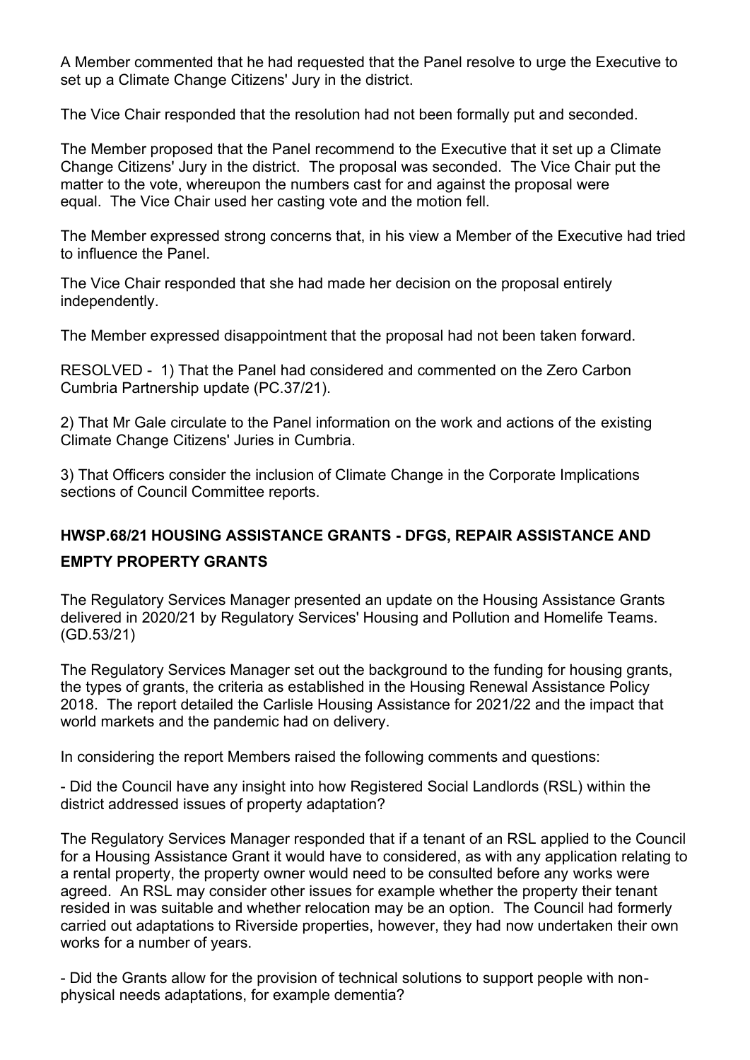A Member commented that he had requested that the Panel resolve to urge the Executive to set up a Climate Change Citizens' Jury in the district.

The Vice Chair responded that the resolution had not been formally put and seconded.

The Member proposed that the Panel recommend to the Executive that it set up a Climate Change Citizens' Jury in the district. The proposal was seconded. The Vice Chair put the matter to the vote, whereupon the numbers cast for and against the proposal were equal. The Vice Chair used her casting vote and the motion fell.

The Member expressed strong concerns that, in his view a Member of the Executive had tried to influence the Panel.

The Vice Chair responded that she had made her decision on the proposal entirely independently.

The Member expressed disappointment that the proposal had not been taken forward.

RESOLVED - 1) That the Panel had considered and commented on the Zero Carbon Cumbria Partnership update (PC.37/21).

2) That Mr Gale circulate to the Panel information on the work and actions of the existing Climate Change Citizens' Juries in Cumbria.

3) That Officers consider the inclusion of Climate Change in the Corporate Implications sections of Council Committee reports.

## HWSP.68/21 HOUSING ASSISTANCE GRANTS - DFGS, REPAIR ASSISTANCE AND EMPTY PROPERTY GRANTS

The Regulatory Services Manager presented an update on the Housing Assistance Grants delivered in 2020/21 by Regulatory Services' Housing and Pollution and Homelife Teams. (GD.53/21)

The Regulatory Services Manager set out the background to the funding for housing grants, the types of grants, the criteria as established in the Housing Renewal Assistance Policy 2018. The report detailed the Carlisle Housing Assistance for 2021/22 and the impact that world markets and the pandemic had on delivery.

In considering the report Members raised the following comments and questions:

- Did the Council have any insight into how Registered Social Landlords (RSL) within the district addressed issues of property adaptation?

The Regulatory Services Manager responded that if a tenant of an RSL applied to the Council for a Housing Assistance Grant it would have to considered, as with any application relating to a rental property, the property owner would need to be consulted before any works were agreed. An RSL may consider other issues for example whether the property their tenant resided in was suitable and whether relocation may be an option. The Council had formerly carried out adaptations to Riverside properties, however, they had now undertaken their own works for a number of years.

- Did the Grants allow for the provision of technical solutions to support people with non-physical needs adaptations, for example dementia?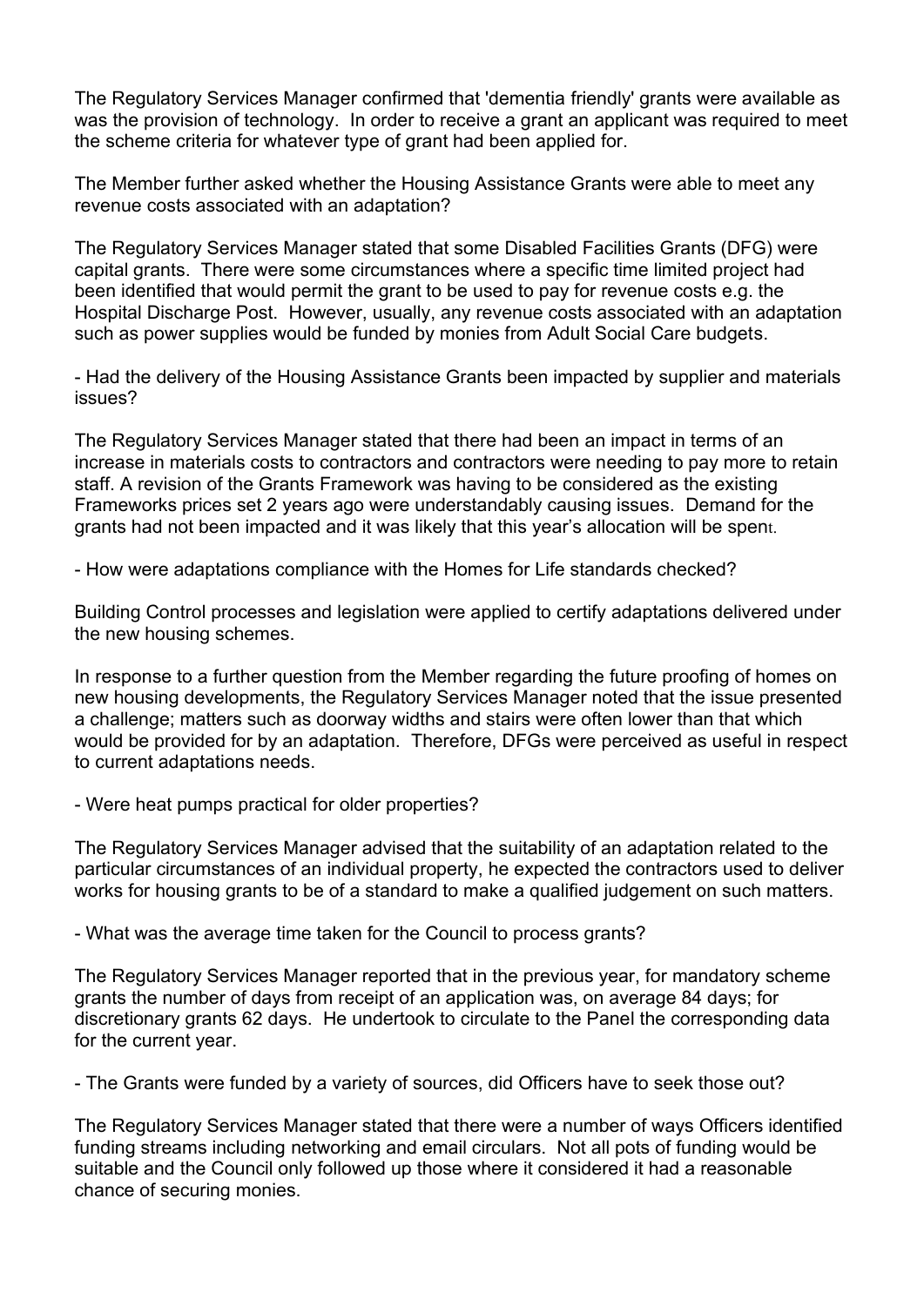The Regulatory Services Manager confirmed that 'dementia friendly' grants were available as was the provision of technology. In order to receive a grant an applicant was required to meet the scheme criteria for whatever type of grant had been applied for.

The Member further asked whether the Housing Assistance Grants were able to meet any revenue costs associated with an adaptation?

The Regulatory Services Manager stated that some Disabled Facilities Grants (DFG) were capital grants. There were some circumstances where a specific time limited project had been identified that would permit the grant to be used to pay for revenue costs e.g. the Hospital Discharge Post. However, usually, any revenue costs associated with an adaptation such as power supplies would be funded by monies from Adult Social Care budgets.

- Had the delivery of the Housing Assistance Grants been impacted by supplier and materials issues?

The Regulatory Services Manager stated that there had been an impact in terms of an increase in materials costs to contractors and contractors were needing to pay more to retain staff. A revision of the Grants Framework was having to be considered as the existing Frameworks prices set 2 years ago were understandably causing issues. Demand for the grants had not been impacted and it was likely that this year's allocation will be spent.

- How were adaptations compliance with the Homes for Life standards checked?

Building Control processes and legislation were applied to certify adaptations delivered under the new housing schemes.

In response to a further question from the Member regarding the future proofing of homes on new housing developments, the Regulatory Services Manager noted that the issue presented a challenge; matters such as doorway widths and stairs were often lower than that which would be provided for by an adaptation. Therefore, DFGs were perceived as useful in respect to current adaptations needs.

- Were heat pumps practical for older properties?

The Regulatory Services Manager advised that the suitability of an adaptation related to the particular circumstances of an individual property, he expected the contractors used to deliver works for housing grants to be of a standard to make a qualified judgement on such matters.

- What was the average time taken for the Council to process grants?

The Regulatory Services Manager reported that in the previous year, for mandatory scheme grants the number of days from receipt of an application was, on average 84 days; for discretionary grants 62 days. He undertook to circulate to the Panel the corresponding data for the current year.

- The Grants were funded by a variety of sources, did Officers have to seek those out?

The Regulatory Services Manager stated that there were a number of ways Officers identified funding streams including networking and email circulars. Not all pots of funding would be suitable and the Council only followed up those where it considered it had a reasonable chance of securing monies.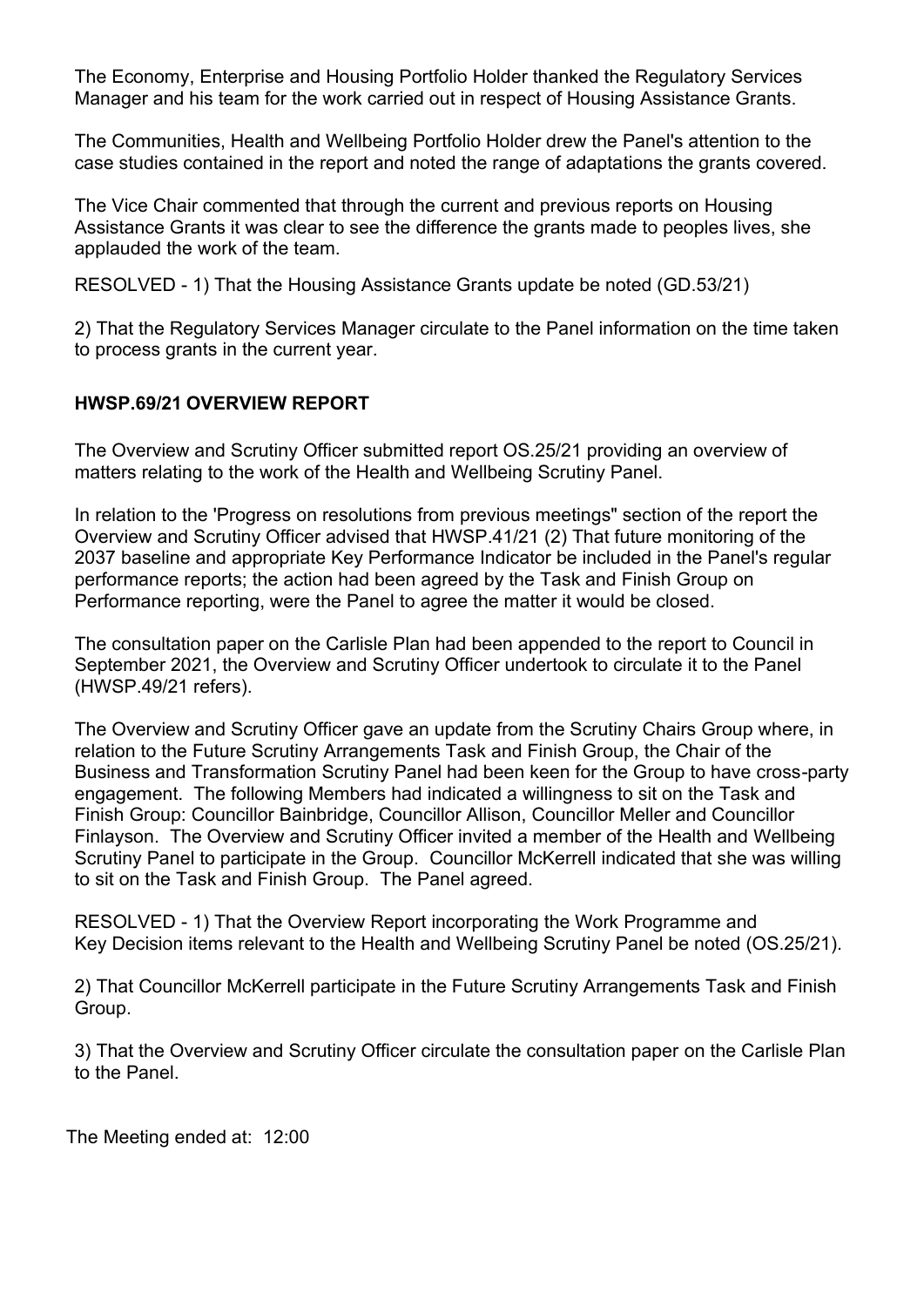The Economy, Enterprise and Housing Portfolio Holder thanked the Regulatory Services Manager and his team for the work carried out in respect of Housing Assistance Grants.

The Communities, Health and Wellbeing Portfolio Holder drew the Panel's attention to the case studies contained in the report and noted the range of adaptations the grants covered.

The Vice Chair commented that through the current and previous reports on Housing Assistance Grants it was clear to see the difference the grants made to peoples lives, she applauded the work of the team.

RESOLVED - 1) That the Housing Assistance Grants update be noted (GD.53/21)

2) That the Regulatory Services Manager circulate to the Panel information on the time taken to process grants in the current year.

## HWSP.69/21 OVERVIEW REPORT

The Overview and Scrutiny Officer submitted report OS.25/21 providing an overview of matters relating to the work of the Health and Wellbeing Scrutiny Panel.

In relation to the 'Progress on resolutions from previous meetings" section of the report the Overview and Scrutiny Officer advised that HWSP.41/21 (2) That future monitoring of the 2037 baseline and appropriate Key Performance Indicator be included in the Panel's regular performance reports; the action had been agreed by the Task and Finish Group on Performance reporting, were the Panel to agree the matter it would be closed.

The consultation paper on the Carlisle Plan had been appended to the report to Council in September 2021, the Overview and Scrutiny Officer undertook to circulate it to the Panel (HWSP.49/21 refers).

The Overview and Scrutiny Officer gave an update from the Scrutiny Chairs Group where, in relation to the Future Scrutiny Arrangements Task and Finish Group, the Chair of the Business and Transformation Scrutiny Panel had been keen for the Group to have cross-party engagement. The following Members had indicated a willingness to sit on the Task and Finish Group: Councillor Bainbridge, Councillor Allison, Councillor Meller and Councillor Finlayson. The Overview and Scrutiny Officer invited a member of the Health and Wellbeing Scrutiny Panel to participate in the Group. Councillor McKerrell indicated that she was willing to sit on the Task and Finish Group. The Panel agreed.

RESOLVED - 1) That the Overview Report incorporating the Work Programme and Key Decision items relevant to the Health and Wellbeing Scrutiny Panel be noted (OS.25/21).

2) That Councillor McKerrell participate in the Future Scrutiny Arrangements Task and Finish Group.

3) That the Overview and Scrutiny Officer circulate the consultation paper on the Carlisle Plan to the Panel.

The Meeting ended at: 12:00